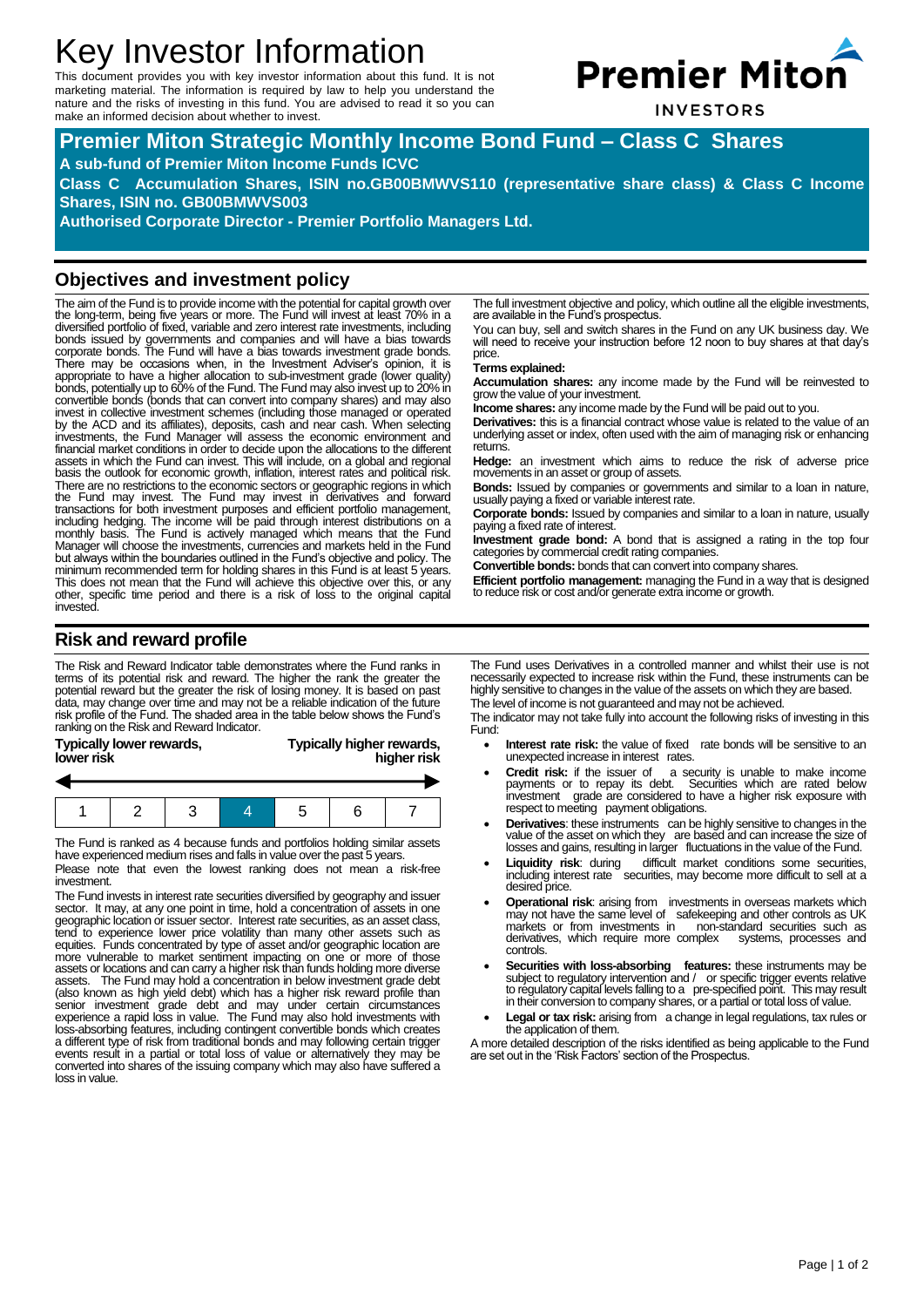# Key Investor Information

This document provides you with key investor information about this fund. It is not marketing material. The information is required by law to help you understand the nature and the risks of investing in this fund. You are advised to read it so you can make an informed decision about whether to invest.

Premier Miton INVESTORS

## Premier Miton Strategic Monthly Income Bond Fund – Class C Shares

**A sub-fund of Premier Miton Income Funds ICVC**

**Class C Accumulation Shares, ISIN no.GB00BMWVS110 (representative share class) & Class C Income Shares, ISIN no. GB00BMWVS003**

**Authorised Corporate Director - Premier Portfolio Managers Ltd.**

## Objectives and investment policy

The aim of the Fund is to provide income with the potential for capital growth over the long-term, being five years or more. The Fund will invest at least 70% in a diversified portfolio of fixed, variable and zero interest rate investments, including bonds issued by governments and companies and will have a bias towards corporate bonds. The Fund will have a bias towards investment grade bonds. There may be occasions when, in the Investment Adviser's opinion, it is appropriate to have a higher allocation to sub-investment grade (lower quality) bonds, potentially up to 60% of the Fund. The Fund may also invest up to 20% in convertible bonds (bonds that can convert into company shares) and may also invest in collective investment schemes (including those managed or operated by the ACD and its affiliates), deposits, cash and near cash. When selecting investments, the Fund Manager will assess the economic environment and financial market conditions in order to decide upon the allocations to the different assets in which the Fund can invest. This will include, on a global and regional basis the outlook for economic growth, inflation, interest rates and political risk. There are no restrictions to the economic sectors or geographic regions in which the Fund may invest. The Fund may invest in derivatives and forward transactions for both investment purposes and efficient portfolio management, including hedging. The income will be paid through interest distributions on a monthly basis. The Fund is actively managed which means that the Fund Manager will choose the investments, currencies and markets held in the Fund but always within the boundaries outlined in the Fund's objective and policy. The minimum recommended term for holding shares in this Fund is at least 5 years. This does not mean that the Fund will achieve this objective over this, or any other, specific time period and there is a risk of loss to the original capital invested.

The full investment objective and policy, which outline all the eligible investments, are available in the Fund's prospectus.

You can buy, sell and switch shares in the Fund on any UK business day. We will need to receive your instruction before 12 noon to buy shares at that day's price.

**Terms explained:**

**Accumulation shares:** any income made by the Fund will be reinvested to grow the value of your investment.

**Income shares:** any income made by the Fund will be paid out to you.

**Derivatives:** this is a financial contract whose value is related to the value of an underlying asset or index, often used with the aim of managing risk or enhancing returns.

**Hedge:** an investment which aims to reduce the risk of adverse price movements in an asset or group of assets.

**Bonds:** Issued by companies or governments and similar to a loan in nature, usually paying a fixed or variable interest rate.

**Corporate bonds:** Issued by companies and similar to a loan in nature, usually paying a fixed rate of interest.

**Investment grade bond:** A bond that is assigned a rating in the top four categories by commercial credit rating companies.

**Convertible bonds:** bonds that can convert into company shares.

**Efficient portfolio management:** managing the Fund in a way that is designed to reduce risk or cost and/or generate extra income or growth.

## Risk and reward profile

The Risk and Reward Indicator table demonstrates where the Fund ranks in terms of its potential risk and reward. The higher the rank the greater the potential reward but the greater the risk of losing money. It is based on past data, may change over time and may not be a reliable indication of the future risk profile of the Fund. The shaded area in the table below shows the Fund's ranking on the Risk and Reward Indicator.

**Typically lower rewards, lower risk** — **Typically higher rewards, higher risk**

| 1 | 2 | 3 | **4** | 5 | 6 | 7 |
|---|---|---|---|---|---|---|

The Fund is ranked as 4 because funds and portfolios holding similar assets have experienced medium rises and falls in value over the past 5 years.

Please note that even the lowest ranking does not mean a risk-free investment.

The Fund invests in interest rate securities diversified by geography and issuer sector. It may, at any one point in time, hold a concentration of assets in one geographic location or issuer sector. Interest rate securities, as an asset class, tend to experience lower price volatility than many other assets such as equities. Funds concentrated by type of asset and/or geographic location are more vulnerable to market sentiment impacting on one or more of those assets or locations and can carry a higher risk than funds holding more diverse assets. The Fund may hold a concentration in below investment grade debt (also known as high yield debt) which has a higher risk reward profile than senior investment grade debt and may under certain circumstances experience a rapid loss in value. The Fund may also hold investments with loss-absorbing features, including contingent convertible bonds which creates a different type of risk from traditional bonds and may following certain trigger events result in a partial or total loss of value or alternatively they may be converted into shares of the issuing company which may also have suffered a loss in value.

The Fund uses Derivatives in a controlled manner and whilst their use is not necessarily expected to increase risk within the Fund, these instruments can be highly sensitive to changes in the value of the assets on which they are based.

The level of income is not guaranteed and may not be achieved.

The indicator may not take fully into account the following risks of investing in this Fund:

- **Interest rate risk:** the value of fixed rate bonds will be sensitive to an unexpected increase in interest rates.
- **Credit risk:** if the issuer of a security is unable to make income payments or to repay its debt. Securities which are rated below investment grade are considered to have a higher risk exposure with respect to meeting payment obligations.
- **Derivatives**: these instruments can be highly sensitive to changes in the value of the asset on which they are based and can increase the size of losses and gains, resulting in larger fluctuations in the value of the Fund.
- **Liquidity risk**: during difficult market conditions some securities, including interest rate securities, may become more difficult to sell at a desired price.
- **Operational risk**: arising from investments in overseas markets which may not have the same level of safekeeping and other controls as UK markets or from investments in non-standard securities such as derivatives, which require more complex systems, processes and controls.
- **Securities with loss-absorbing features:** these instruments may be subject to regulatory intervention and / or specific trigger events relative to regulatory capital levels falling to a pre-specified point. This may result in their conversion to company shares, or a partial or total loss of value.
- **Legal or tax risk:** arising from a change in legal regulations, tax rules or the application of them.

A more detailed description of the risks identified as being applicable to the Fund are set out in the 'Risk Factors' section of the Prospectus.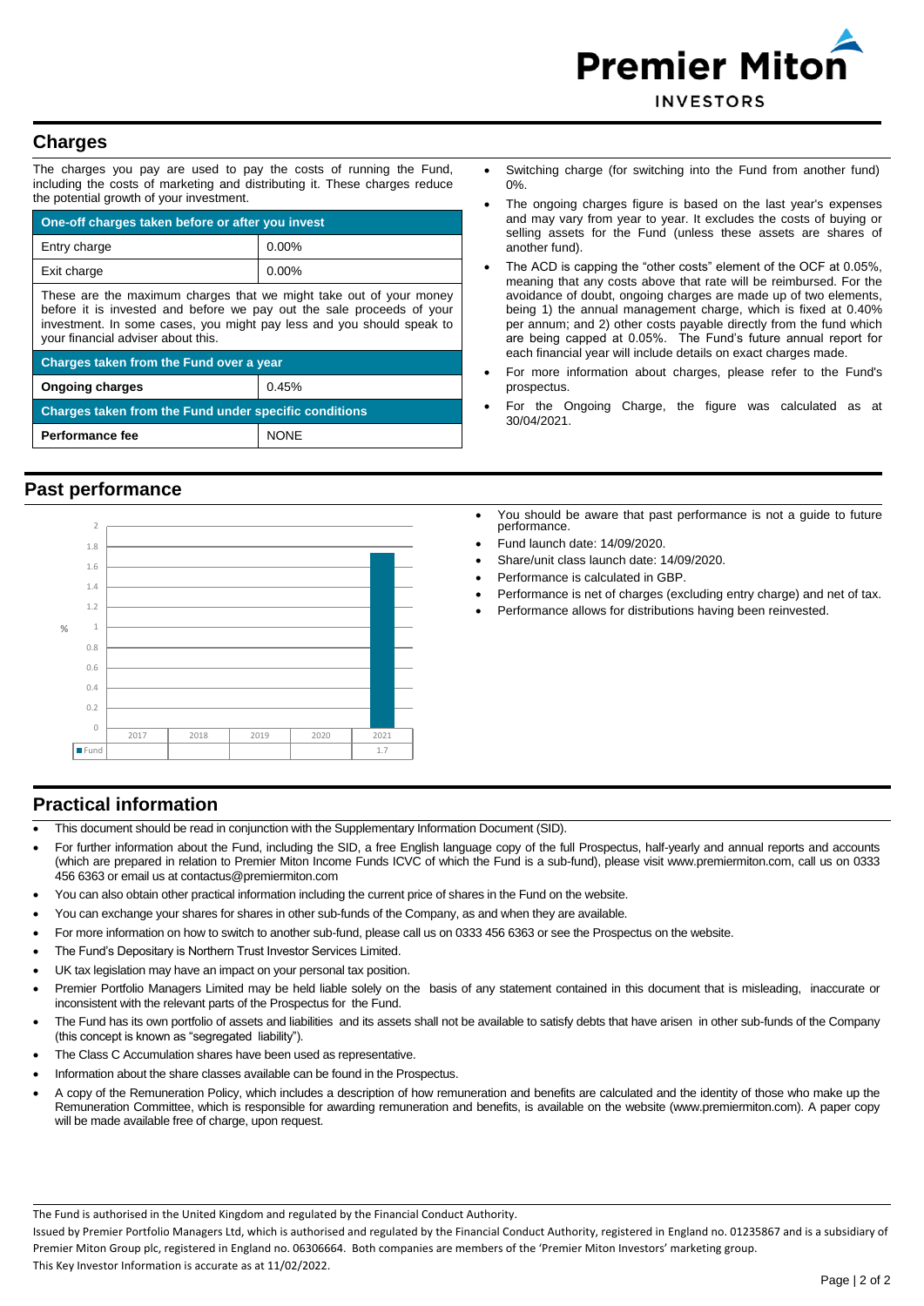## Charges

The charges you pay are used to pay the costs of running the Fund, including the costs of marketing and distributing it. These charges reduce the potential growth of your investment.

| One-off charges taken before or after you invest | |
|---|---|
| Entry charge | 0.00% |
| Exit charge | 0.00% |
| These are the maximum charges that we might take out of your money before it is invested and before we pay out the sale proceeds of your investment. In some cases, you might pay less and you should speak to your financial adviser about this. | |
| **Charges taken from the Fund over a year** | |
| **Ongoing charges** | 0.45% |
| **Charges taken from the Fund under specific conditions** | |
| **Performance fee** | NONE |

- Switching charge (for switching into the Fund from another fund) 0%.
- The ongoing charges figure is based on the last year's expenses and may vary from year to year. It excludes the costs of buying or selling assets for the Fund (unless these assets are shares of another fund).
- The ACD is capping the "other costs" element of the OCF at 0.05%, meaning that any costs above that rate will be reimbursed. For the avoidance of doubt, ongoing charges are made up of two elements, being 1) the annual management charge, which is fixed at 0.40% per annum; and 2) other costs payable directly from the fund which are being capped at 0.05%. The Fund's future annual report for each financial year will include details on exact charges made.
- For more information about charges, please refer to the Fund's prospectus.
- For the Ongoing Charge, the figure was calculated as at 30/04/2021.

## Past performance

%
2
1.8
1.6
1.4
1.2
1
0.8
0.6
0.4
0.2
0
2017 2018 2019 2020 2021
Fund 1.7

- You should be aware that past performance is not a guide to future performance.
- Fund launch date: 14/09/2020.
- Share/unit class launch date: 14/09/2020.
- Performance is calculated in GBP.
- Performance is net of charges (excluding entry charge) and net of tax.
- Performance allows for distributions having been reinvested.

## Practical information

- This document should be read in conjunction with the Supplementary Information Document (SID).
- For further information about the Fund, including the SID, a free English language copy of the full Prospectus, half-yearly and annual reports and accounts (which are prepared in relation to Premier Miton Income Funds ICVC of which the Fund is a sub-fund), please visit www.premiermiton.com, call us on 0333 456 6363 or email us at contactus@premiermiton.com
- You can also obtain other practical information including the current price of shares in the Fund on the website.
- You can exchange your shares for shares in other sub-funds of the Company, as and when they are available.
- For more information on how to switch to another sub-fund, please call us on 0333 456 6363 or see the Prospectus on the website.
- The Fund's Depositary is Northern Trust Investor Services Limited.
- UK tax legislation may have an impact on your personal tax position.
- Premier Portfolio Managers Limited may be held liable solely on the basis of any statement contained in this document that is misleading, inaccurate or inconsistent with the relevant parts of the Prospectus for the Fund.
- The Fund has its own portfolio of assets and liabilities and its assets shall not be available to satisfy debts that have arisen in other sub-funds of the Company (this concept is known as "segregated liability").
- The Class C Accumulation shares have been used as representative.
- Information about the share classes available can be found in the Prospectus.
- A copy of the Remuneration Policy, which includes a description of how remuneration and benefits are calculated and the identity of those who make up the Remuneration Committee, which is responsible for awarding remuneration and benefits, is available on the website (www.premiermiton.com). A paper copy will be made available free of charge, upon request.

The Fund is authorised in the United Kingdom and regulated by the Financial Conduct Authority.

Issued by Premier Portfolio Managers Ltd, which is authorised and regulated by the Financial Conduct Authority, registered in England no. 01235867 and is a subsidiary of Premier Miton Group plc, registered in England no. 06306664. Both companies are members of the 'Premier Miton Investors' marketing group.

This Key Investor Information is accurate as at 11/02/2022.